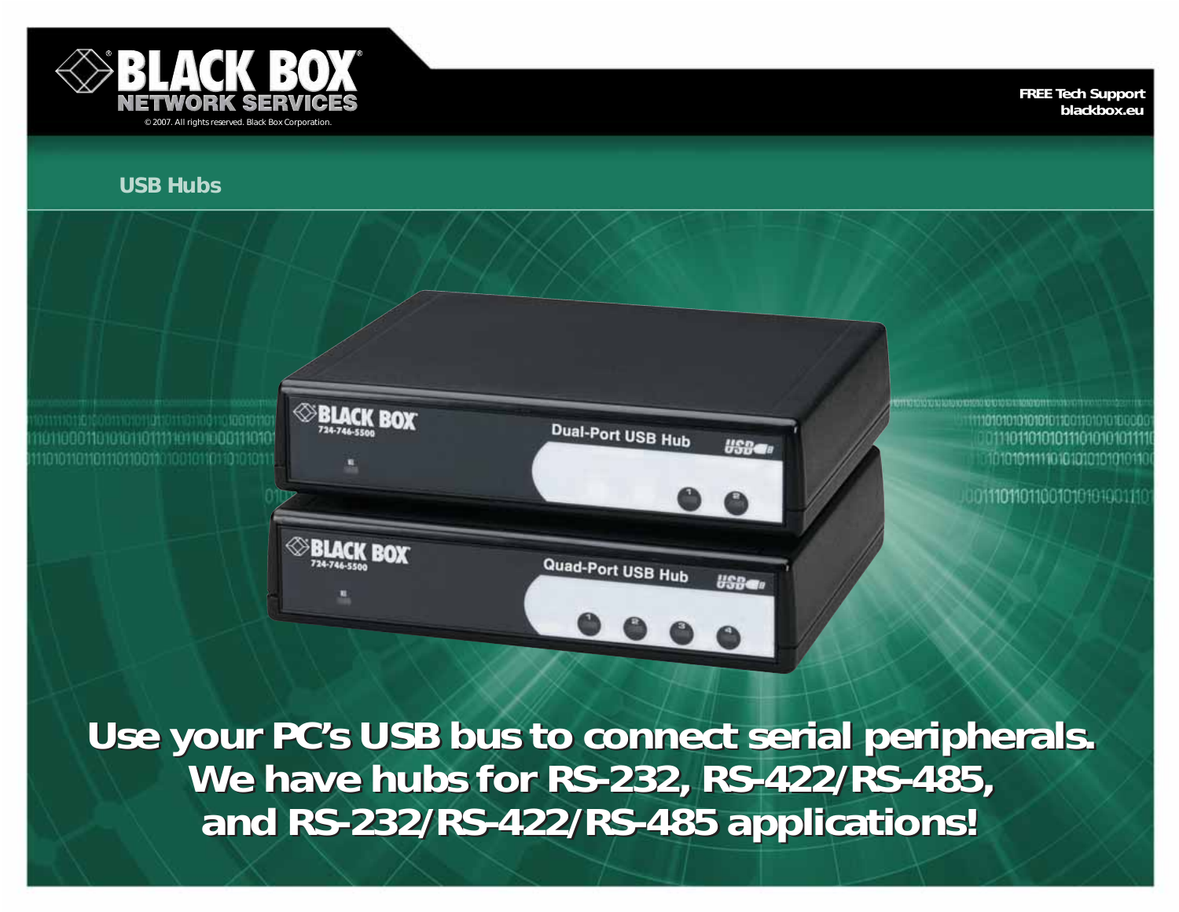BLACK BOX NETWORK SERVICES

© 2007. All rights reserved. Black Box Corporation.

FREE Tech Support
blackbox.eu

# USB Hubs

**Use your PC's USB bus to connect serial peripherals. We have hubs for RS-232, RS-422/RS-485, and RS-232/RS-422/RS-485 applications!**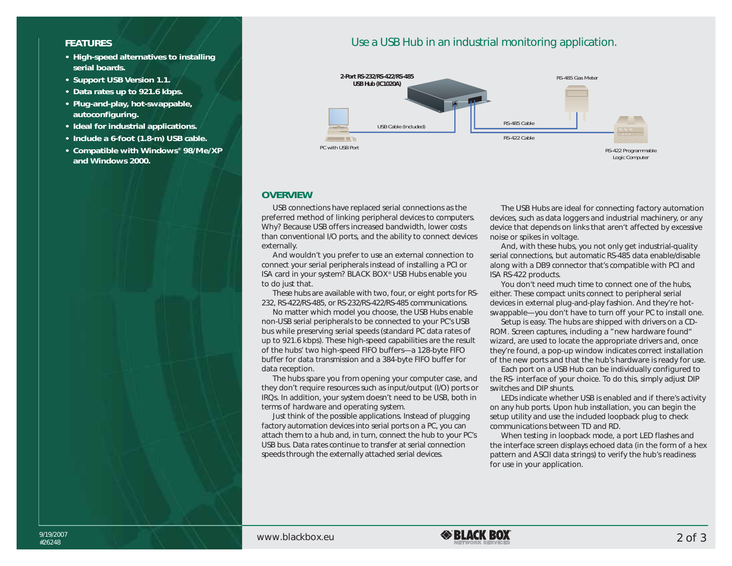## FEATURES

- High-speed alternatives to installing serial boards.
- Support USB Version 1.1.
- Data rates up to 921.6 kbps.
- Plug-and-play, hot-swappable, autoconfiguring.
- Ideal for industrial applications.
- Include a 6-foot (1.8-m) USB cable.
- Compatible with Windows® 98/Me/XP and Windows 2000.

## Use a USB Hub in an industrial monitoring application.

2-Port RS-232/RS-422/RS-485 USB Hub (IC1020A)

RS-485 Gas Meter

USB Cable (Included)

RS-485 Cable

RS-422 Cable

PC with USB Port

RS-422 Programmable Logic Computer

## OVERVIEW

USB connections have replaced serial connections as the preferred method of linking peripheral devices to computers. Why? Because USB offers increased bandwidth, lower costs than conventional I/O ports, and the ability to connect devices externally.

And wouldn't you prefer to use an external connection to connect your serial peripherals instead of installing a PCI or ISA card in your system? BLACK BOX® USB Hubs enable you to do just that.

These hubs are available with two, four, or eight ports for RS-232, RS-422/RS-485, or RS-232/RS-422/RS-485 communications.

No matter which model you choose, the USB Hubs enable non-USB serial peripherals to be connected to your PC's USB bus while preserving serial speeds (standard PC data rates of up to 921.6 kbps). These high-speed capabilities are the result of the hubs' two high-speed FIFO buffers—a 128-byte FIFO buffer for data transmission and a 384-byte FIFO buffer for data reception.

The hubs spare you from opening your computer case, and they don't require resources such as input/output (I/O) ports or IRQs. In addition, your system doesn't need to be USB, both in terms of hardware and operating system.

Just think of the possible applications. Instead of plugging factory automation devices into serial ports on a PC, you can attach them to a hub and, in turn, connect the hub to your PC's USB bus. Data rates continue to transfer at serial connection speeds through the externally attached serial devices.

The USB Hubs are ideal for connecting factory automation devices, such as data loggers and industrial machinery, or any device that depends on links that aren't affected by excessive noise or spikes in voltage.

And, with these hubs, you not only get industrial-quality serial connections, but automatic RS-485 data enable/disable along with a DB9 connector that's compatible with PCI and ISA RS-422 products.

You don't need much time to connect one of the hubs, either. These compact units connect to peripheral serial devices in external plug-and-play fashion. And they're hot-swappable—you don't have to turn off your PC to install one.

Setup is easy. The hubs are shipped with drivers on a CD-ROM. Screen captures, including a "new hardware found" wizard, are used to locate the appropriate drivers and, once they're found, a pop-up window indicates correct installation of the new ports and that the hub's hardware is ready for use.

Each port on a USB Hub can be individually configured to the RS- interface of your choice. To do this, simply adjust DIP switches and DIP shunts.

LEDs indicate whether USB is enabled and if there's activity on any hub ports. Upon hub installation, you can begin the setup utility and use the included loopback plug to check communications between TD and RD.

When testing in loopback mode, a port LED flashes and the interface screen displays echoed data (in the form of a hex pattern and ASCII data strings) to verify the hub's readiness for use in your application.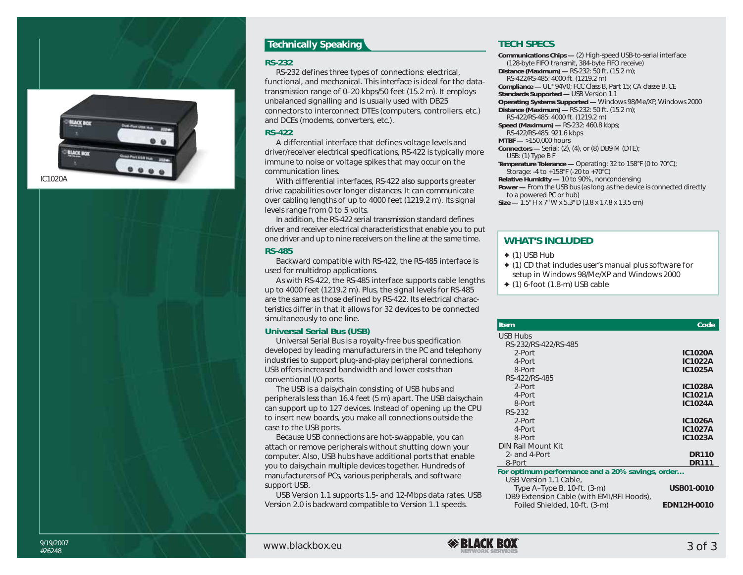IC1020A

## Technically Speaking

### RS-232

RS-232 defines three types of connections: electrical, functional, and mechanical. This interface is ideal for the data-transmission range of 0–20 kbps/50 feet (15.2 m). It employs unbalanced signalling and is usually used with DB25 connectors to interconnect DTEs (computers, controllers, etc.) and DCEs (modems, converters, etc.).

### RS-422

A differential interface that defines voltage levels and driver/receiver electrical specifications, RS-422 is typically more immune to noise or voltage spikes that may occur on the communication lines.

With differential interfaces, RS-422 also supports greater drive capabilities over longer distances. It can communicate over cabling lengths of up to 4000 feet (1219.2 m). Its signal levels range from 0 to 5 volts.

In addition, the RS-422 serial transmission standard defines driver and receiver electrical characteristics that enable you to put one driver and up to nine receivers on the line at the same time.

### RS-485

Backward compatible with RS-422, the RS-485 interface is used for multidrop applications.

As with RS-422, the RS-485 interface supports cable lengths up to 4000 feet (1219.2 m). Plus, the signal levels for RS-485 are the same as those defined by RS-422. Its electrical characteristics differ in that it allows for 32 devices to be connected simultaneously to one line.

### Universal Serial Bus (USB)

Universal Serial Bus is a royalty-free bus specification developed by leading manufacturers in the PC and telephony industries to support plug-and-play peripheral connections. USB offers increased bandwidth and lower costs than conventional I/O ports.

The USB is a daisychain consisting of USB hubs and peripherals less than 16.4 feet (5 m) apart. The USB daisychain can support up to 127 devices. Instead of opening up the CPU to insert new boards, you make all connections outside the case to the USB ports.

Because USB connections are hot-swappable, you can attach or remove peripherals without shutting down your computer. Also, USB hubs have additional ports that enable you to daisychain multiple devices together. Hundreds of manufacturers of PCs, various peripherals, and software support USB.

USB Version 1.1 supports 1.5- and 12-Mbps data rates. USB Version 2.0 is backward compatible to Version 1.1 speeds.

## TECH SPECS

**Communications Chips —** (2) High-speed USB-to-serial interface (128-byte FIFO transmit, 384-byte FIFO receive)
**Distance (Maximum) —** RS-232: 50 ft. (15.2 m); RS-422/RS-485: 4000 ft. (1219.2 m)
**Compliance —** UL® 94V0; FCC Class B, Part 15; CA classe B, CE
**Standards Supported —** USB Version 1.1
**Operating Systems Supported —** Windows 98/Me/XP, Windows 2000
**Distance (Maximum) —** RS-232: 50 ft. (15.2 m); RS-422/RS-485: 4000 ft. (1219.2 m)
**Speed (Maximum) —** RS-232: 460.8 kbps; RS-422/RS-485: 921.6 kbps
**MTBF —** >150,000 hours
**Connectors —** Serial: (2), (4), or (8) DB9 M (DTE); USB: (1) Type B F
**Temperature Tolerance —** Operating: 32 to 158°F (0 to 70°C); Storage: -4 to +158°F (-20 to +70°C)
**Relative Humidity —** 10 to 90%, noncondensing
**Power —** From the USB bus (as long as the device is connected directly to a powered PC or hub)
**Size —** 1.5"H x 7"W x 5.3"D (3.8 x 17.8 x 13.5 cm)

## WHAT'S INCLUDED

- (1) USB Hub
- (1) CD that includes user's manual plus software for setup in Windows 98/Me/XP and Windows 2000
- (1) 6-foot (1.8-m) USB cable

| Item | Code |
|---|---|
| USB Hubs | |
| RS-232/RS-422/RS-485 | |
| 2-Port | **IC1020A** |
| 4-Port | **IC1022A** |
| 8-Port | **IC1025A** |
| RS-422/RS-485 | |
| 2-Port | **IC1028A** |
| 4-Port | **IC1021A** |
| 8-Port | **IC1024A** |
| RS-232 | |
| 2-Port | **IC1026A** |
| 4-Port | **IC1027A** |
| 8-Port | **IC1023A** |
| DIN Rail Mount Kit | |
| 2- and 4-Port | **DR110** |
| 8-Port | **DR111** |
| ***For optimum performance and a 20% savings, order…*** | |
| USB Version 1.1 Cable, Type A–Type B, 10-ft. (3-m) | **USB01-0010** |
| DB9 Extension Cable (with EMI/RFI Hoods), Foiled Shielded, 10-ft. (3-m) | **EDN12H-0010** |

9/19/2007
#26248

www.blackbox.eu